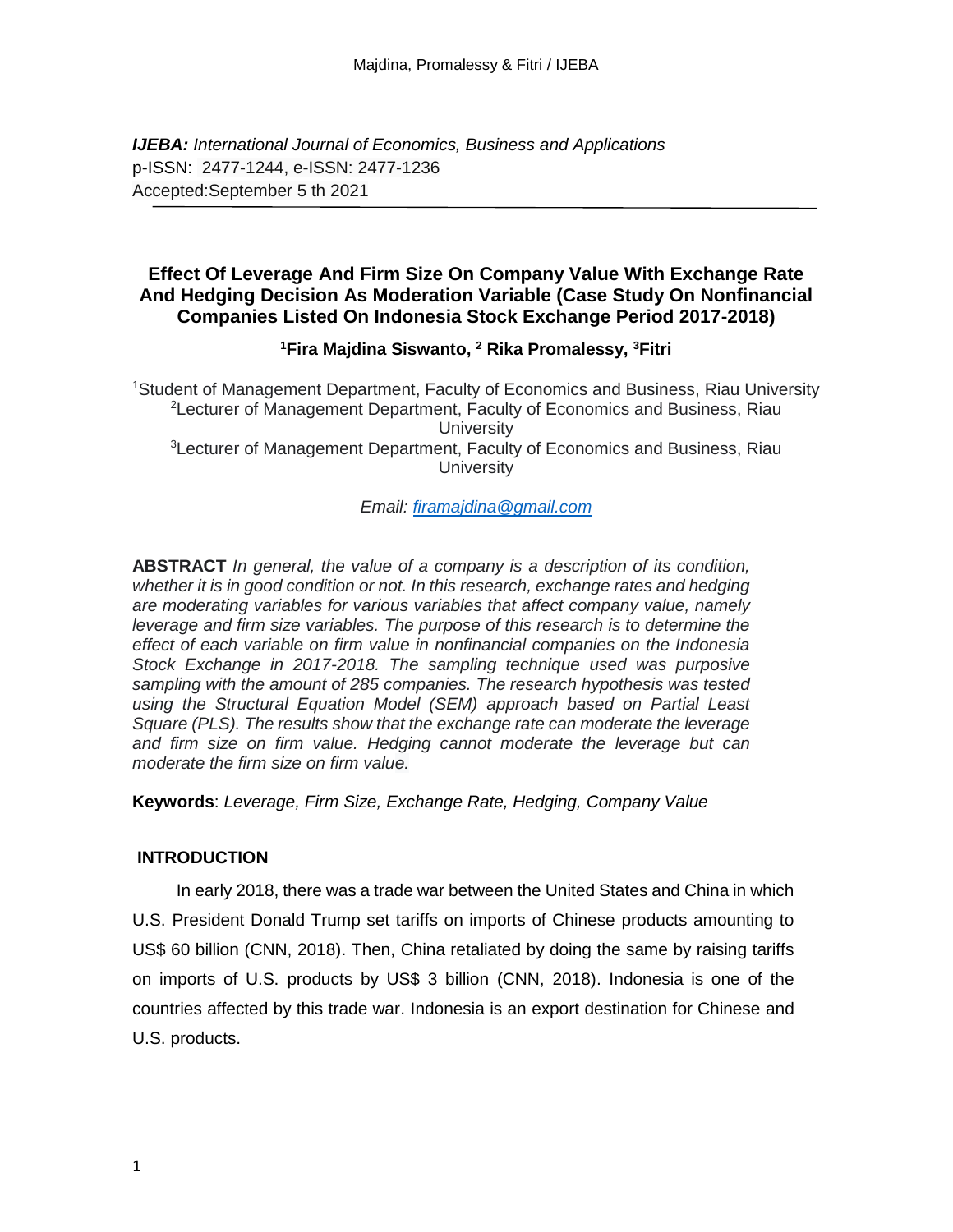***IJEBA:*** *International Journal of Economics, Business and Applications*
p-ISSN: 2477-1244, e-ISSN: 2477-1236
Accepted:September 5 th 2021

# Effect Of Leverage And Firm Size On Company Value With Exchange Rate And Hedging Decision As Moderation Variable (Case Study On Nonfinancial Companies Listed On Indonesia Stock Exchange Period 2017-2018)

**[1]Fira Majdina Siswanto, [2] Rika Promalessy, [3]Fitri**

[1]Student of Management Department, Faculty of Economics and Business, Riau University
[2]Lecturer of Management Department, Faculty of Economics and Business, Riau University
[3]Lecturer of Management Department, Faculty of Economics and Business, Riau University

*Email: [firamajdina@gmail.com](mailto:firamajdina@gmail.com)*

**ABSTRACT** *In general, the value of a company is a description of its condition, whether it is in good condition or not. In this research, exchange rates and hedging are moderating variables for various variables that affect company value, namely leverage and firm size variables. The purpose of this research is to determine the effect of each variable on firm value in nonfinancial companies on the Indonesia Stock Exchange in 2017-2018. The sampling technique used was purposive sampling with the amount of 285 companies. The research hypothesis was tested using the Structural Equation Model (SEM) approach based on Partial Least Square (PLS). The results show that the exchange rate can moderate the leverage and firm size on firm value. Hedging cannot moderate the leverage but can moderate the firm size on firm value.*

**Keywords**: *Leverage, Firm Size, Exchange Rate, Hedging, Company Value*

## INTRODUCTION

In early 2018, there was a trade war between the United States and China in which U.S. President Donald Trump set tariffs on imports of Chinese products amounting to US$ 60 billion (CNN, 2018). Then, China retaliated by doing the same by raising tariffs on imports of U.S. products by US$ 3 billion (CNN, 2018). Indonesia is one of the countries affected by this trade war. Indonesia is an export destination for Chinese and U.S. products.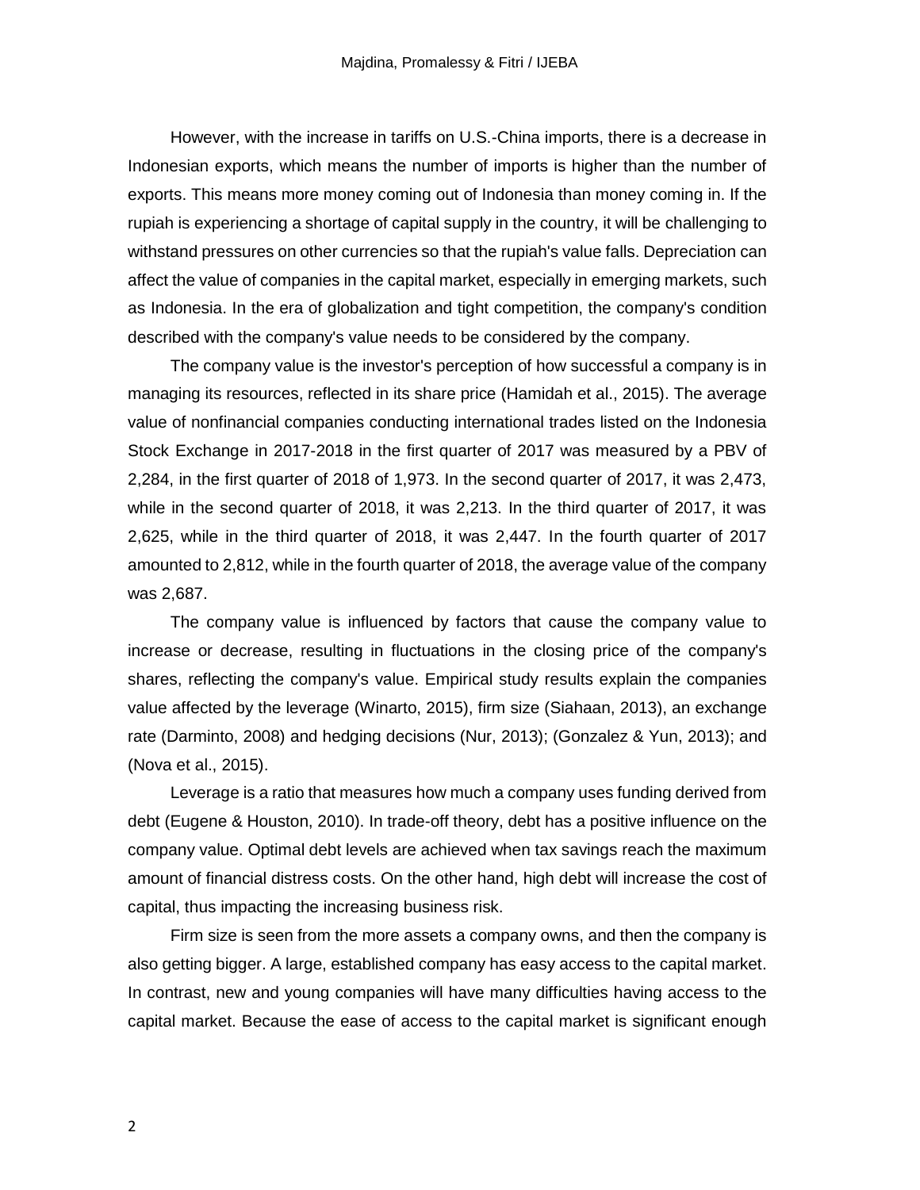However, with the increase in tariffs on U.S.-China imports, there is a decrease in Indonesian exports, which means the number of imports is higher than the number of exports. This means more money coming out of Indonesia than money coming in. If the rupiah is experiencing a shortage of capital supply in the country, it will be challenging to withstand pressures on other currencies so that the rupiah's value falls. Depreciation can affect the value of companies in the capital market, especially in emerging markets, such as Indonesia. In the era of globalization and tight competition, the company's condition described with the company's value needs to be considered by the company.

The company value is the investor's perception of how successful a company is in managing its resources, reflected in its share price (Hamidah et al., 2015). The average value of nonfinancial companies conducting international trades listed on the Indonesia Stock Exchange in 2017-2018 in the first quarter of 2017 was measured by a PBV of 2,284, in the first quarter of 2018 of 1,973. In the second quarter of 2017, it was 2,473, while in the second quarter of 2018, it was 2,213. In the third quarter of 2017, it was 2,625, while in the third quarter of 2018, it was 2,447. In the fourth quarter of 2017 amounted to 2,812, while in the fourth quarter of 2018, the average value of the company was 2,687.

The company value is influenced by factors that cause the company value to increase or decrease, resulting in fluctuations in the closing price of the company's shares, reflecting the company's value. Empirical study results explain the companies value affected by the leverage (Winarto, 2015), firm size (Siahaan, 2013), an exchange rate (Darminto, 2008) and hedging decisions (Nur, 2013); (Gonzalez & Yun, 2013); and (Nova et al., 2015).

Leverage is a ratio that measures how much a company uses funding derived from debt (Eugene & Houston, 2010). In trade-off theory, debt has a positive influence on the company value. Optimal debt levels are achieved when tax savings reach the maximum amount of financial distress costs. On the other hand, high debt will increase the cost of capital, thus impacting the increasing business risk.

Firm size is seen from the more assets a company owns, and then the company is also getting bigger. A large, established company has easy access to the capital market. In contrast, new and young companies will have many difficulties having access to the capital market. Because the ease of access to the capital market is significant enough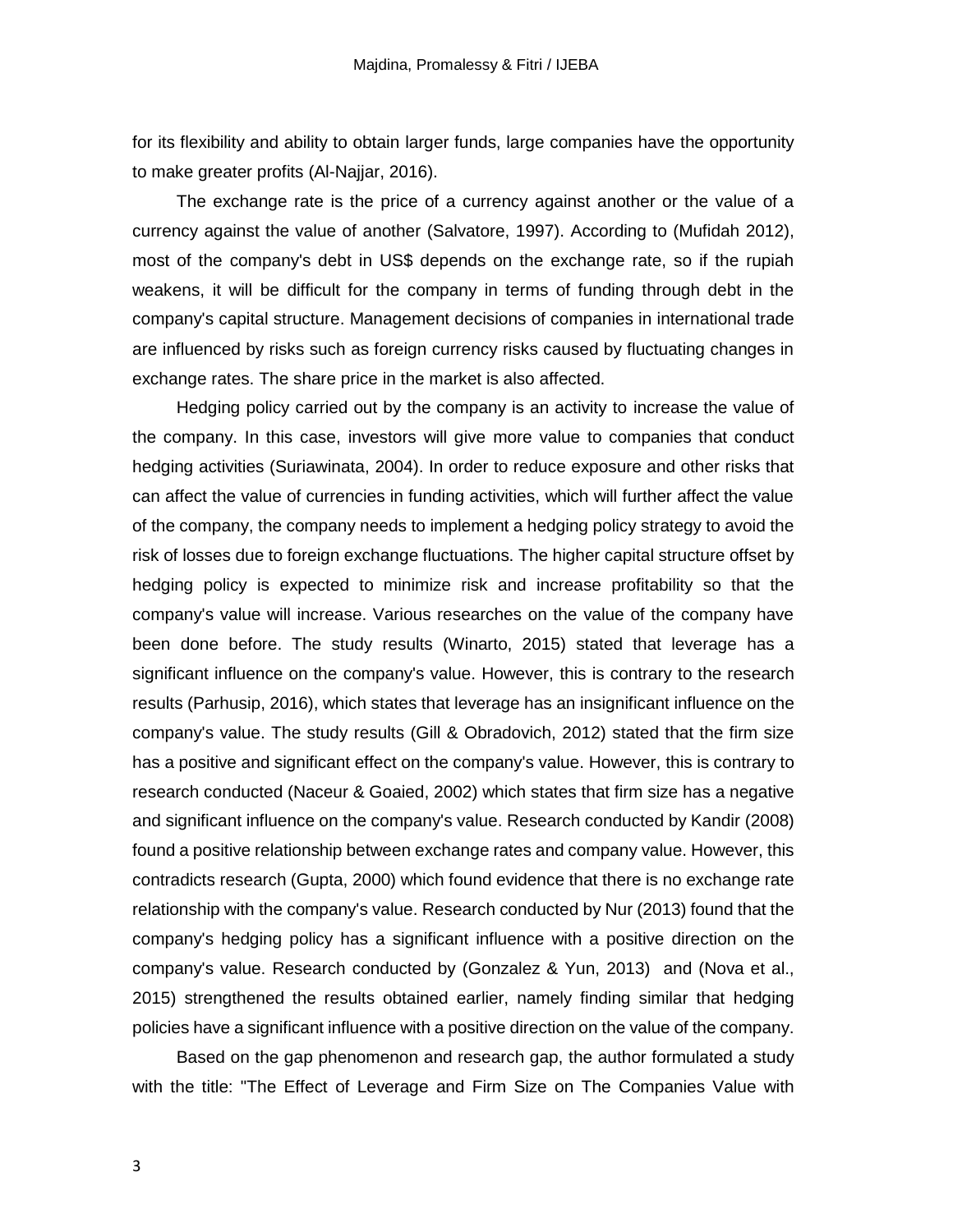for its flexibility and ability to obtain larger funds, large companies have the opportunity to make greater profits (Al-Najjar, 2016).

The exchange rate is the price of a currency against another or the value of a currency against the value of another (Salvatore, 1997). According to (Mufidah 2012), most of the company's debt in US$ depends on the exchange rate, so if the rupiah weakens, it will be difficult for the company in terms of funding through debt in the company's capital structure. Management decisions of companies in international trade are influenced by risks such as foreign currency risks caused by fluctuating changes in exchange rates. The share price in the market is also affected.

Hedging policy carried out by the company is an activity to increase the value of the company. In this case, investors will give more value to companies that conduct hedging activities (Suriawinata, 2004). In order to reduce exposure and other risks that can affect the value of currencies in funding activities, which will further affect the value of the company, the company needs to implement a hedging policy strategy to avoid the risk of losses due to foreign exchange fluctuations. The higher capital structure offset by hedging policy is expected to minimize risk and increase profitability so that the company's value will increase. Various researches on the value of the company have been done before. The study results (Winarto, 2015) stated that leverage has a significant influence on the company's value. However, this is contrary to the research results (Parhusip, 2016), which states that leverage has an insignificant influence on the company's value. The study results (Gill & Obradovich, 2012) stated that the firm size has a positive and significant effect on the company's value. However, this is contrary to research conducted (Naceur & Goaied, 2002) which states that firm size has a negative and significant influence on the company's value. Research conducted by Kandir (2008) found a positive relationship between exchange rates and company value. However, this contradicts research (Gupta, 2000) which found evidence that there is no exchange rate relationship with the company's value. Research conducted by Nur (2013) found that the company's hedging policy has a significant influence with a positive direction on the company's value. Research conducted by (Gonzalez & Yun, 2013) and (Nova et al., 2015) strengthened the results obtained earlier, namely finding similar that hedging policies have a significant influence with a positive direction on the value of the company.

Based on the gap phenomenon and research gap, the author formulated a study with the title: "The Effect of Leverage and Firm Size on The Companies Value with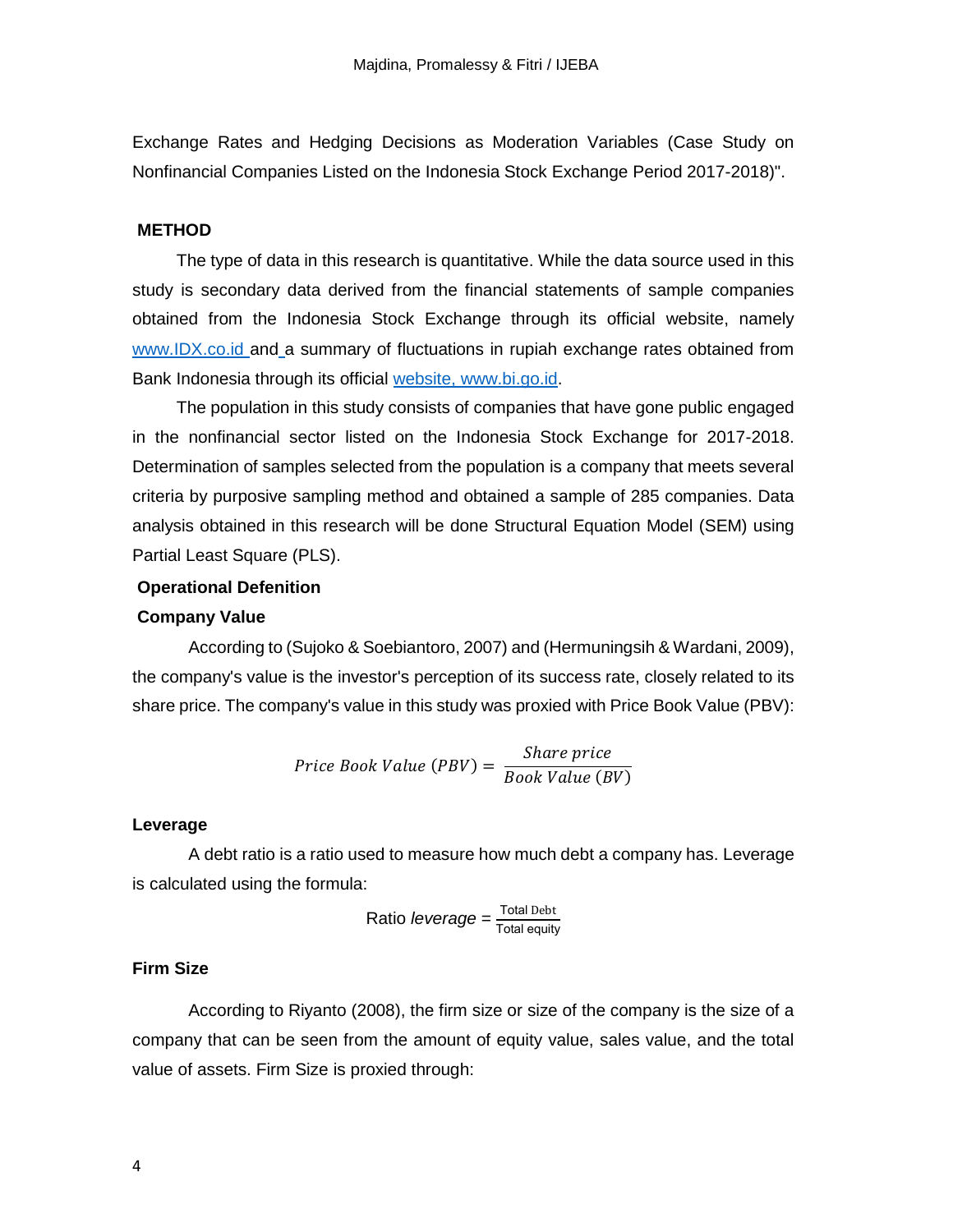Exchange Rates and Hedging Decisions as Moderation Variables (Case Study on Nonfinancial Companies Listed on the Indonesia Stock Exchange Period 2017-2018)".

## METHOD

The type of data in this research is quantitative. While the data source used in this study is secondary data derived from the financial statements of sample companies obtained from the Indonesia Stock Exchange through its official website, namely www.IDX.co.id and a summary of fluctuations in rupiah exchange rates obtained from Bank Indonesia through its official website, www.bi.go.id.

The population in this study consists of companies that have gone public engaged in the nonfinancial sector listed on the Indonesia Stock Exchange for 2017-2018. Determination of samples selected from the population is a company that meets several criteria by purposive sampling method and obtained a sample of 285 companies. Data analysis obtained in this research will be done Structural Equation Model (SEM) using Partial Least Square (PLS).

### Operational Defenition

### Company Value

According to (Sujoko & Soebiantoro, 2007) and (Hermuningsih & Wardani, 2009), the company's value is the investor's perception of its success rate, closely related to its share price. The company's value in this study was proxied with Price Book Value (PBV):

$$Price\ Book\ Value\ (PBV) = \frac{Share\ price}{Book\ Value\ (BV)}$$

### Leverage

A debt ratio is a ratio used to measure how much debt a company has. Leverage is calculated using the formula:

$$\text{Ratio } leverage = \frac{\text{Total Debt}}{\text{Total equity}}$$

### Firm Size

According to Riyanto (2008), the firm size or size of the company is the size of a company that can be seen from the amount of equity value, sales value, and the total value of assets. Firm Size is proxied through: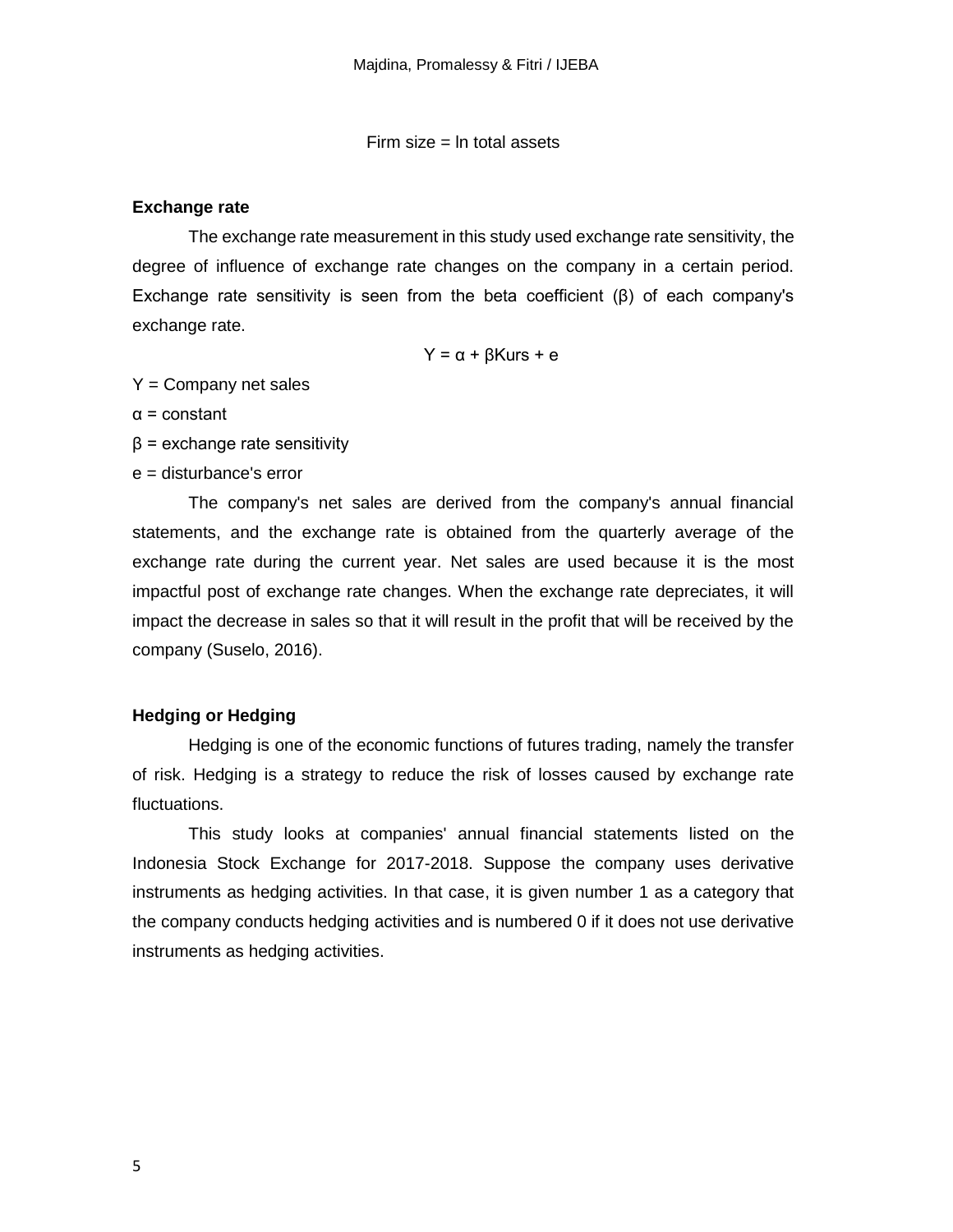$$\text{Firm size} = \ln \text{total assets}$$

### Exchange rate

The exchange rate measurement in this study used exchange rate sensitivity, the degree of influence of exchange rate changes on the company in a certain period. Exchange rate sensitivity is seen from the beta coefficient (β) of each company's exchange rate.

$$Y = \alpha + \beta Kurs + e$$

Y = Company net sales

α = constant

β = exchange rate sensitivity

e = disturbance's error

The company's net sales are derived from the company's annual financial statements, and the exchange rate is obtained from the quarterly average of the exchange rate during the current year. Net sales are used because it is the most impactful post of exchange rate changes. When the exchange rate depreciates, it will impact the decrease in sales so that it will result in the profit that will be received by the company (Suselo, 2016).

### Hedging or Hedging

Hedging is one of the economic functions of futures trading, namely the transfer of risk. Hedging is a strategy to reduce the risk of losses caused by exchange rate fluctuations.

This study looks at companies' annual financial statements listed on the Indonesia Stock Exchange for 2017-2018. Suppose the company uses derivative instruments as hedging activities. In that case, it is given number 1 as a category that the company conducts hedging activities and is numbered 0 if it does not use derivative instruments as hedging activities.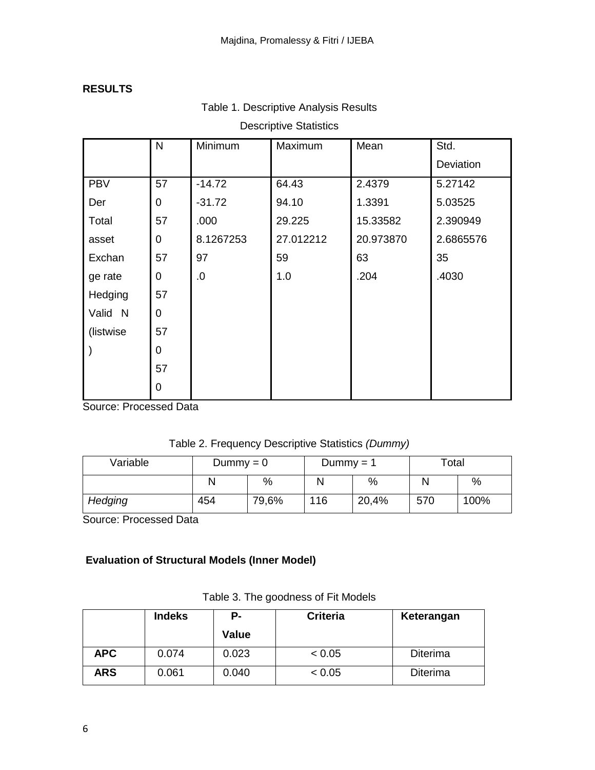## RESULTS

Table 1. Descriptive Analysis Results

Descriptive Statistics

| | N | Minimum | Maximum | Mean | Std. Deviation |
|---|---|---|---|---|---|
| PBV | 57 | -14.72 | 64.43 | 2.4379 | 5.27142 |
| Der | 0 | -31.72 | 94.10 | 1.3391 | 5.03525 |
| Total | 57 | .000 | 29.225 | 15.33582 | 2.390949 |
| asset | 0 | 8.1267253 | 27.012212 | 20.973870 | 2.6865576 |
| Exchan | 57 | 97 | 59 | 63 | 35 |
| ge rate | 0 | .0 | 1.0 | .204 | .4030 |
| Hedging | 57 | | | | |
| Valid N | 0 | | | | |
| (listwise | 57 | | | | |
| ) | 0 | | | | |
| | 57 | | | | |
| | 0 | | | | |

Source: Processed Data

Table 2. Frequency Descriptive Statistics *(Dummy)*

| Variable | Dummy = 0 | | Dummy = 1 | | Total | |
|---|---|---|---|---|---|---|
| | N | % | N | % | N | % |
| *Hedging* | 454 | 79,6% | 116 | 20,4% | 570 | 100% |

Source: Processed Data

### Evaluation of Structural Models (Inner Model)

Table 3. The goodness of Fit Models

| | Indeks | P-Value | Criteria | Keterangan |
|---|---|---|---|---|
| **APC** | 0.074 | 0.023 | < 0.05 | Diterima |
| **ARS** | 0.061 | 0.040 | < 0.05 | Diterima |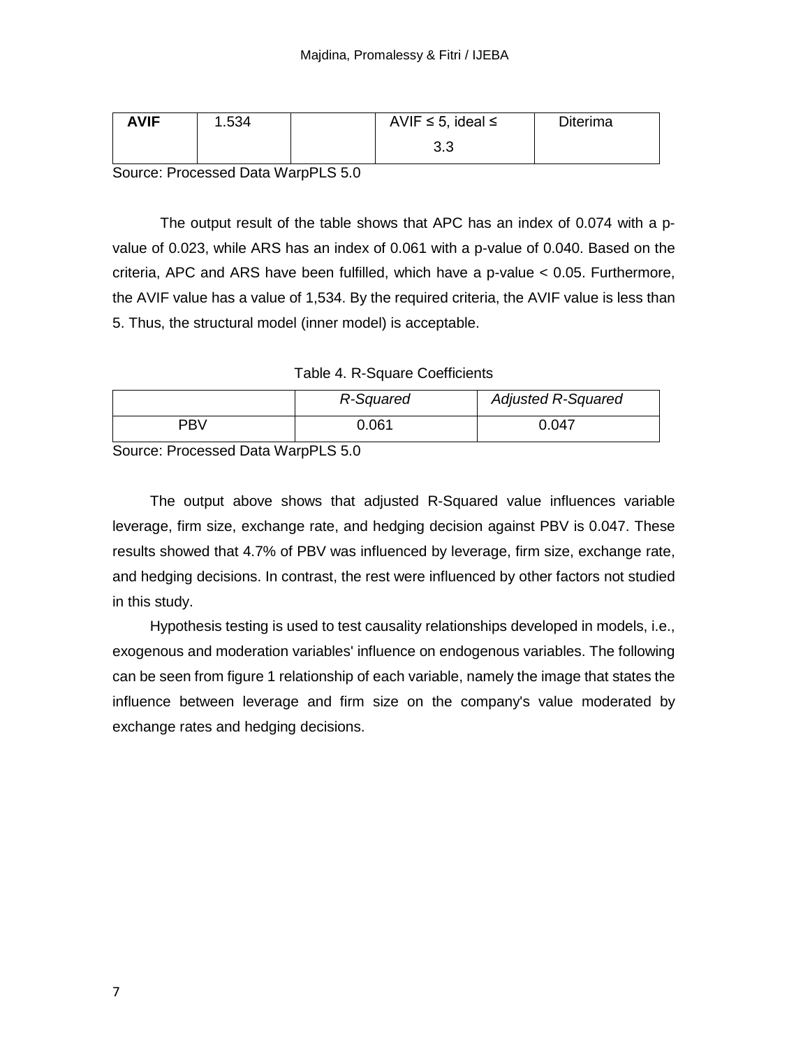| **AVIF** | 1.534 | | AVIF ≤ 5, ideal ≤ 3.3 | Diterima |
|---|---|---|---|---|

Source: Processed Data WarpPLS 5.0

The output result of the table shows that APC has an index of 0.074 with a p-value of 0.023, while ARS has an index of 0.061 with a p-value of 0.040. Based on the criteria, APC and ARS have been fulfilled, which have a p-value < 0.05. Furthermore, the AVIF value has a value of 1,534. By the required criteria, the AVIF value is less than 5. Thus, the structural model (inner model) is acceptable.

Table 4. R-Square Coefficients

| | *R-Squared* | *Adjusted R-Squared* |
|---|---|---|
| PBV | 0.061 | 0.047 |

Source: Processed Data WarpPLS 5.0

The output above shows that adjusted R-Squared value influences variable leverage, firm size, exchange rate, and hedging decision against PBV is 0.047. These results showed that 4.7% of PBV was influenced by leverage, firm size, exchange rate, and hedging decisions. In contrast, the rest were influenced by other factors not studied in this study.

Hypothesis testing is used to test causality relationships developed in models, i.e., exogenous and moderation variables' influence on endogenous variables. The following can be seen from figure 1 relationship of each variable, namely the image that states the influence between leverage and firm size on the company's value moderated by exchange rates and hedging decisions.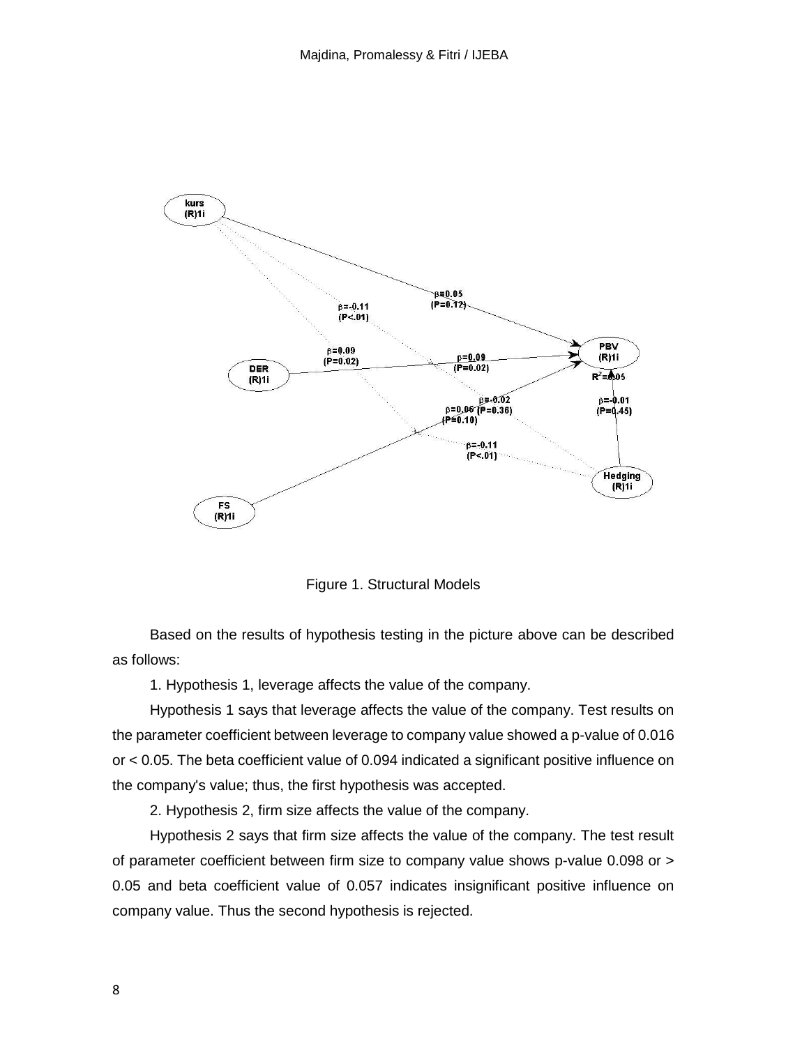Figure 1. Structural Models

Based on the results of hypothesis testing in the picture above can be described as follows:

1. Hypothesis 1, leverage affects the value of the company.

Hypothesis 1 says that leverage affects the value of the company. Test results on the parameter coefficient between leverage to company value showed a p-value of 0.016 or < 0.05. The beta coefficient value of 0.094 indicated a significant positive influence on the company's value; thus, the first hypothesis was accepted.

2. Hypothesis 2, firm size affects the value of the company.

Hypothesis 2 says that firm size affects the value of the company. The test result of parameter coefficient between firm size to company value shows p-value 0.098 or > 0.05 and beta coefficient value of 0.057 indicates insignificant positive influence on company value. Thus the second hypothesis is rejected.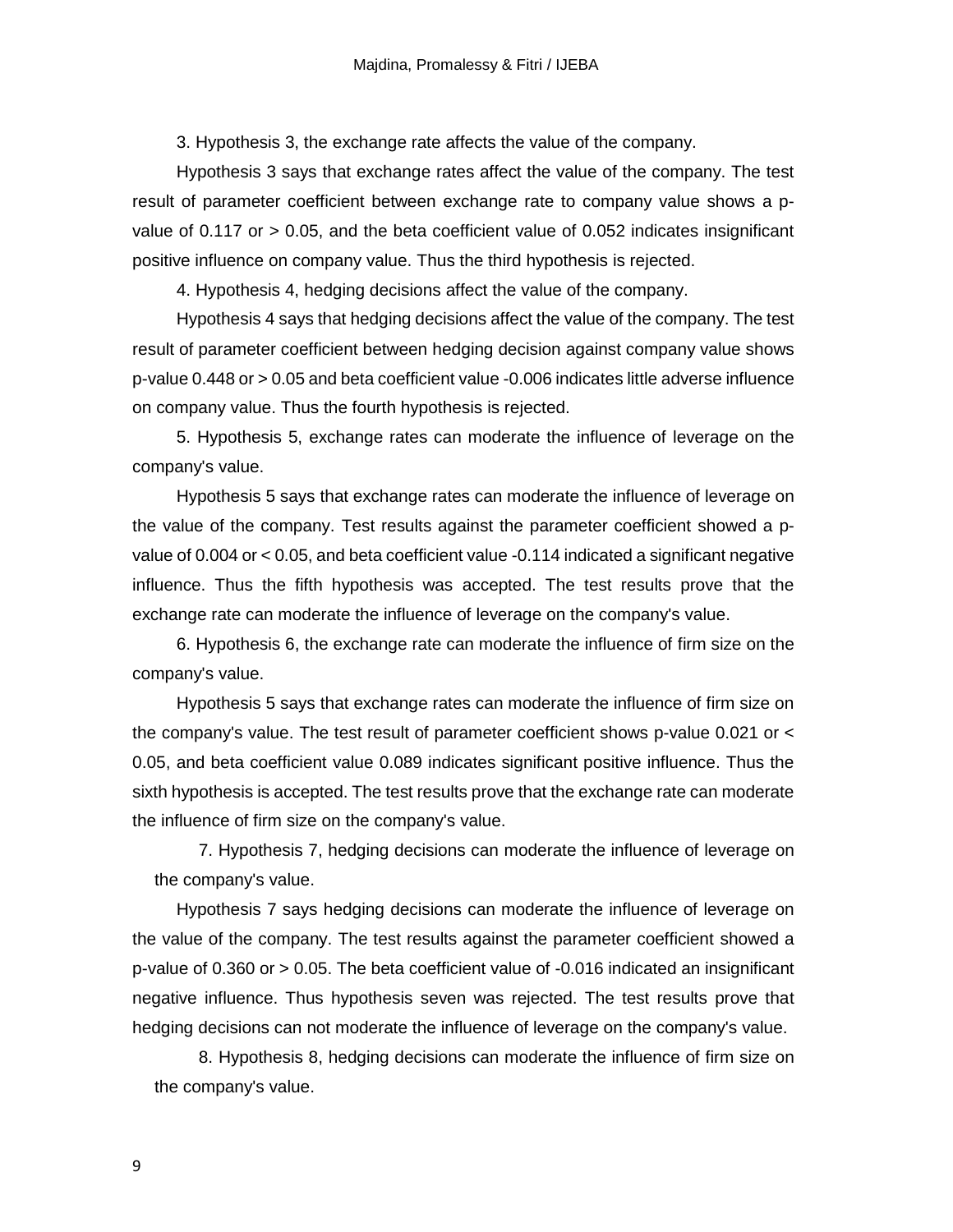3. Hypothesis 3, the exchange rate affects the value of the company.

Hypothesis 3 says that exchange rates affect the value of the company. The test result of parameter coefficient between exchange rate to company value shows a p-value of 0.117 or > 0.05, and the beta coefficient value of 0.052 indicates insignificant positive influence on company value. Thus the third hypothesis is rejected.

4. Hypothesis 4, hedging decisions affect the value of the company.

Hypothesis 4 says that hedging decisions affect the value of the company. The test result of parameter coefficient between hedging decision against company value shows p-value 0.448 or > 0.05 and beta coefficient value -0.006 indicates little adverse influence on company value. Thus the fourth hypothesis is rejected.

5. Hypothesis 5, exchange rates can moderate the influence of leverage on the company's value.

Hypothesis 5 says that exchange rates can moderate the influence of leverage on the value of the company. Test results against the parameter coefficient showed a p-value of 0.004 or < 0.05, and beta coefficient value -0.114 indicated a significant negative influence. Thus the fifth hypothesis was accepted. The test results prove that the exchange rate can moderate the influence of leverage on the company's value.

6. Hypothesis 6, the exchange rate can moderate the influence of firm size on the company's value.

Hypothesis 5 says that exchange rates can moderate the influence of firm size on the company's value. The test result of parameter coefficient shows p-value 0.021 or < 0.05, and beta coefficient value 0.089 indicates significant positive influence. Thus the sixth hypothesis is accepted. The test results prove that the exchange rate can moderate the influence of firm size on the company's value.

7. Hypothesis 7, hedging decisions can moderate the influence of leverage on the company's value.

Hypothesis 7 says hedging decisions can moderate the influence of leverage on the value of the company. The test results against the parameter coefficient showed a p-value of 0.360 or > 0.05. The beta coefficient value of -0.016 indicated an insignificant negative influence. Thus hypothesis seven was rejected. The test results prove that hedging decisions can not moderate the influence of leverage on the company's value.

8. Hypothesis 8, hedging decisions can moderate the influence of firm size on the company's value.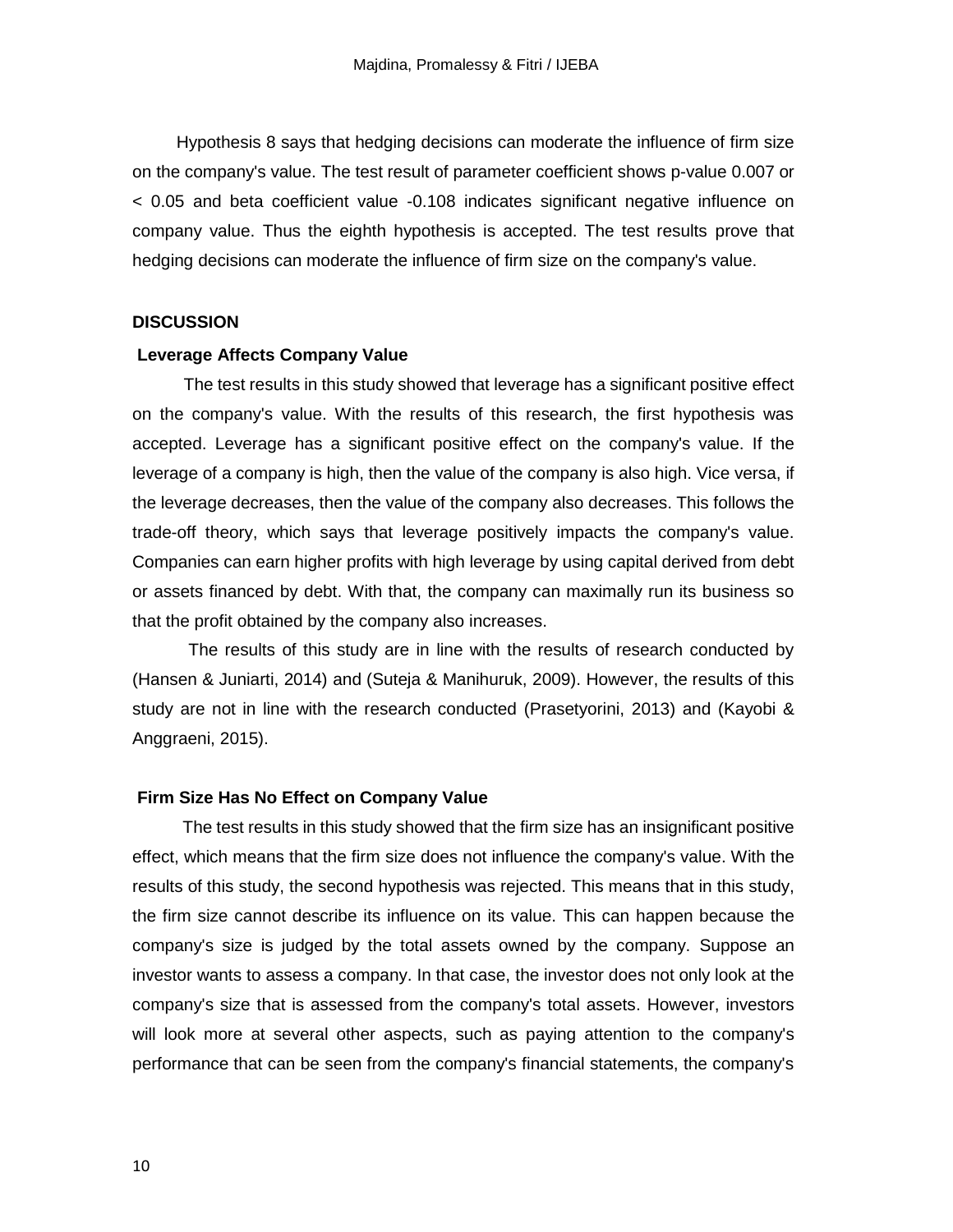Hypothesis 8 says that hedging decisions can moderate the influence of firm size on the company's value. The test result of parameter coefficient shows p-value 0.007 or < 0.05 and beta coefficient value -0.108 indicates significant negative influence on company value. Thus the eighth hypothesis is accepted. The test results prove that hedging decisions can moderate the influence of firm size on the company's value.

## DISCUSSION

### Leverage Affects Company Value

The test results in this study showed that leverage has a significant positive effect on the company's value. With the results of this research, the first hypothesis was accepted. Leverage has a significant positive effect on the company's value. If the leverage of a company is high, then the value of the company is also high. Vice versa, if the leverage decreases, then the value of the company also decreases. This follows the trade-off theory, which says that leverage positively impacts the company's value. Companies can earn higher profits with high leverage by using capital derived from debt or assets financed by debt. With that, the company can maximally run its business so that the profit obtained by the company also increases.

The results of this study are in line with the results of research conducted by (Hansen & Juniarti, 2014) and (Suteja & Manihuruk, 2009). However, the results of this study are not in line with the research conducted (Prasetyorini, 2013) and (Kayobi & Anggraeni, 2015).

### Firm Size Has No Effect on Company Value

The test results in this study showed that the firm size has an insignificant positive effect, which means that the firm size does not influence the company's value. With the results of this study, the second hypothesis was rejected. This means that in this study, the firm size cannot describe its influence on its value. This can happen because the company's size is judged by the total assets owned by the company. Suppose an investor wants to assess a company. In that case, the investor does not only look at the company's size that is assessed from the company's total assets. However, investors will look more at several other aspects, such as paying attention to the company's performance that can be seen from the company's financial statements, the company's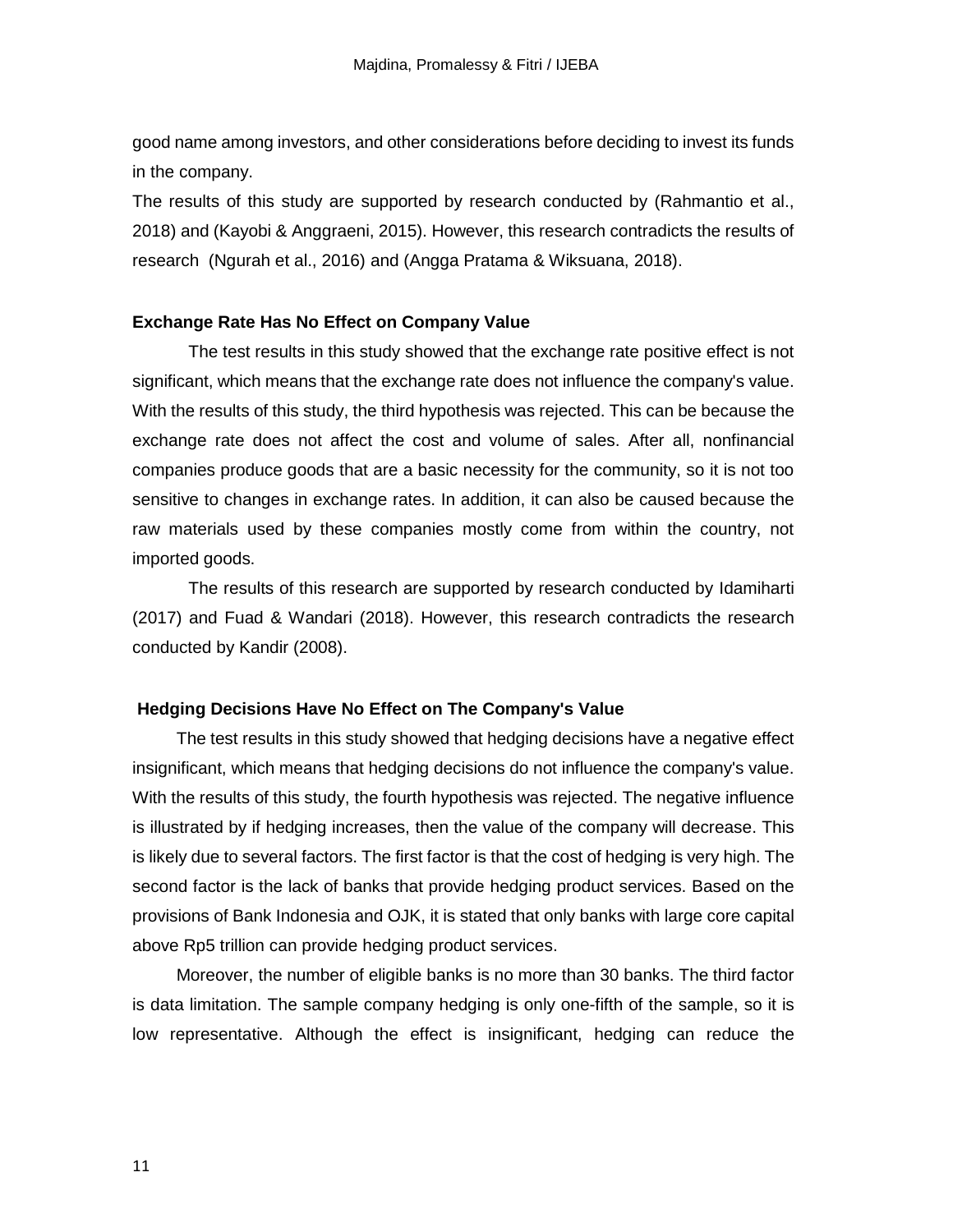good name among investors, and other considerations before deciding to invest its funds in the company.

The results of this study are supported by research conducted by (Rahmantio et al., 2018) and (Kayobi & Anggraeni, 2015). However, this research contradicts the results of research (Ngurah et al., 2016) and (Angga Pratama & Wiksuana, 2018).

### Exchange Rate Has No Effect on Company Value

The test results in this study showed that the exchange rate positive effect is not significant, which means that the exchange rate does not influence the company's value. With the results of this study, the third hypothesis was rejected. This can be because the exchange rate does not affect the cost and volume of sales. After all, nonfinancial companies produce goods that are a basic necessity for the community, so it is not too sensitive to changes in exchange rates. In addition, it can also be caused because the raw materials used by these companies mostly come from within the country, not imported goods.

The results of this research are supported by research conducted by Idamiharti (2017) and Fuad & Wandari (2018). However, this research contradicts the research conducted by Kandir (2008).

### Hedging Decisions Have No Effect on The Company's Value

The test results in this study showed that hedging decisions have a negative effect insignificant, which means that hedging decisions do not influence the company's value. With the results of this study, the fourth hypothesis was rejected. The negative influence is illustrated by if hedging increases, then the value of the company will decrease. This is likely due to several factors. The first factor is that the cost of hedging is very high. The second factor is the lack of banks that provide hedging product services. Based on the provisions of Bank Indonesia and OJK, it is stated that only banks with large core capital above Rp5 trillion can provide hedging product services.

Moreover, the number of eligible banks is no more than 30 banks. The third factor is data limitation. The sample company hedging is only one-fifth of the sample, so it is low representative. Although the effect is insignificant, hedging can reduce the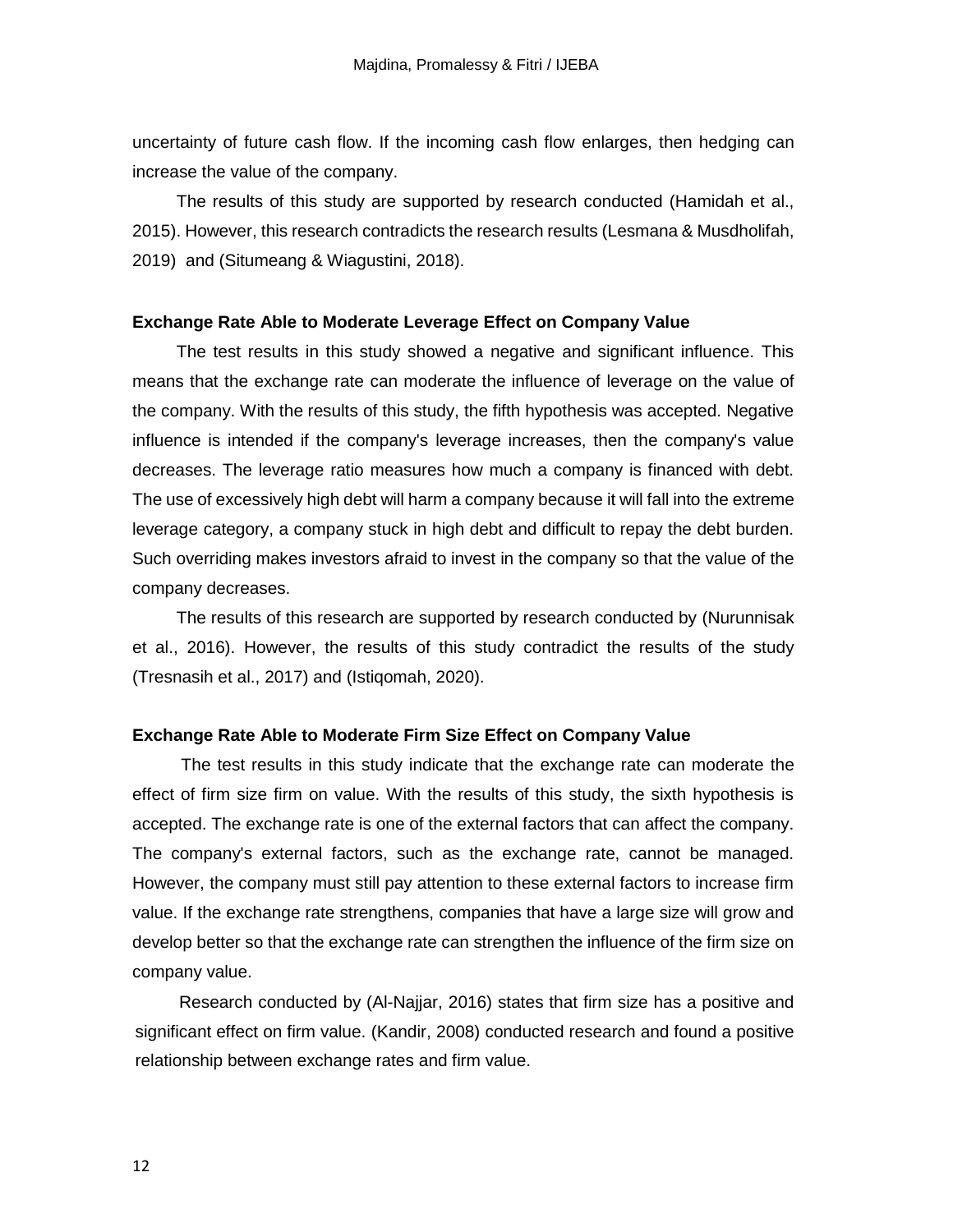uncertainty of future cash flow. If the incoming cash flow enlarges, then hedging can increase the value of the company.

The results of this study are supported by research conducted (Hamidah et al., 2015). However, this research contradicts the research results (Lesmana & Musdholifah, 2019) and (Situmeang & Wiagustini, 2018).

### Exchange Rate Able to Moderate Leverage Effect on Company Value

The test results in this study showed a negative and significant influence. This means that the exchange rate can moderate the influence of leverage on the value of the company. With the results of this study, the fifth hypothesis was accepted. Negative influence is intended if the company's leverage increases, then the company's value decreases. The leverage ratio measures how much a company is financed with debt. The use of excessively high debt will harm a company because it will fall into the extreme leverage category, a company stuck in high debt and difficult to repay the debt burden. Such overriding makes investors afraid to invest in the company so that the value of the company decreases.

The results of this research are supported by research conducted by (Nurunnisak et al., 2016). However, the results of this study contradict the results of the study (Tresnasih et al., 2017) and (Istiqomah, 2020).

### Exchange Rate Able to Moderate Firm Size Effect on Company Value

The test results in this study indicate that the exchange rate can moderate the effect of firm size firm on value. With the results of this study, the sixth hypothesis is accepted. The exchange rate is one of the external factors that can affect the company. The company's external factors, such as the exchange rate, cannot be managed. However, the company must still pay attention to these external factors to increase firm value. If the exchange rate strengthens, companies that have a large size will grow and develop better so that the exchange rate can strengthen the influence of the firm size on company value.

Research conducted by (Al-Najjar, 2016) states that firm size has a positive and significant effect on firm value. (Kandir, 2008) conducted research and found a positive relationship between exchange rates and firm value.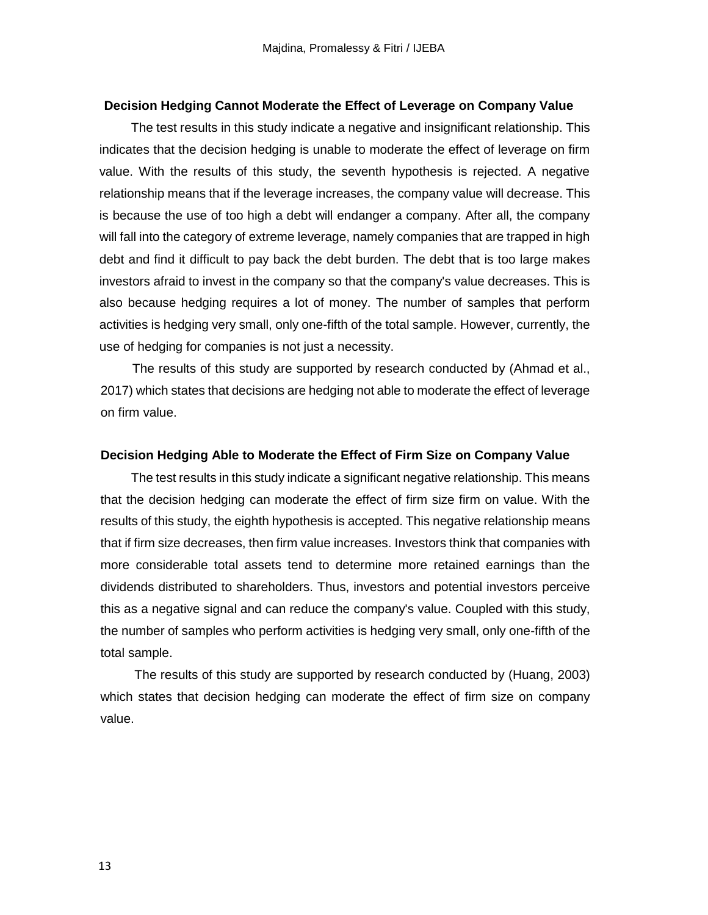### Decision Hedging Cannot Moderate the Effect of Leverage on Company Value

The test results in this study indicate a negative and insignificant relationship. This indicates that the decision hedging is unable to moderate the effect of leverage on firm value. With the results of this study, the seventh hypothesis is rejected. A negative relationship means that if the leverage increases, the company value will decrease. This is because the use of too high a debt will endanger a company. After all, the company will fall into the category of extreme leverage, namely companies that are trapped in high debt and find it difficult to pay back the debt burden. The debt that is too large makes investors afraid to invest in the company so that the company's value decreases. This is also because hedging requires a lot of money. The number of samples that perform activities is hedging very small, only one-fifth of the total sample. However, currently, the use of hedging for companies is not just a necessity.

The results of this study are supported by research conducted by (Ahmad et al., 2017) which states that decisions are hedging not able to moderate the effect of leverage on firm value.

### Decision Hedging Able to Moderate the Effect of Firm Size on Company Value

The test results in this study indicate a significant negative relationship. This means that the decision hedging can moderate the effect of firm size firm on value. With the results of this study, the eighth hypothesis is accepted. This negative relationship means that if firm size decreases, then firm value increases. Investors think that companies with more considerable total assets tend to determine more retained earnings than the dividends distributed to shareholders. Thus, investors and potential investors perceive this as a negative signal and can reduce the company's value. Coupled with this study, the number of samples who perform activities is hedging very small, only one-fifth of the total sample.

The results of this study are supported by research conducted by (Huang, 2003) which states that decision hedging can moderate the effect of firm size on company value.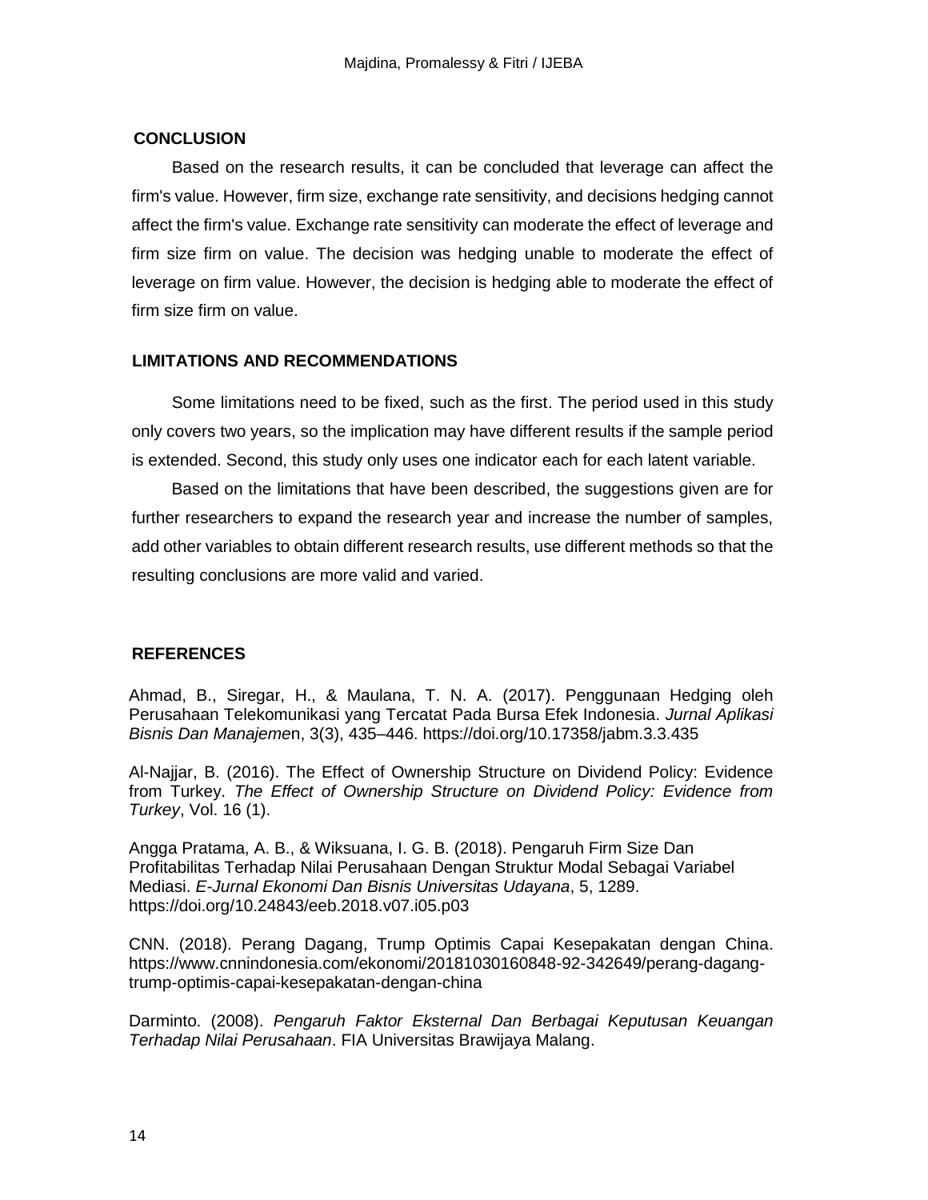## CONCLUSION

Based on the research results, it can be concluded that leverage can affect the firm's value. However, firm size, exchange rate sensitivity, and decisions hedging cannot affect the firm's value. Exchange rate sensitivity can moderate the effect of leverage and firm size firm on value. The decision was hedging unable to moderate the effect of leverage on firm value. However, the decision is hedging able to moderate the effect of firm size firm on value.

## LIMITATIONS AND RECOMMENDATIONS

Some limitations need to be fixed, such as the first. The period used in this study only covers two years, so the implication may have different results if the sample period is extended. Second, this study only uses one indicator each for each latent variable.

Based on the limitations that have been described, the suggestions given are for further researchers to expand the research year and increase the number of samples, add other variables to obtain different research results, use different methods so that the resulting conclusions are more valid and varied.

## REFERENCES

Ahmad, B., Siregar, H., & Maulana, T. N. A. (2017). Penggunaan Hedging oleh Perusahaan Telekomunikasi yang Tercatat Pada Bursa Efek Indonesia. *Jurnal Aplikasi Bisnis Dan Manajemen*, 3(3), 435–446. https://doi.org/10.17358/jabm.3.3.435

Al-Najjar, B. (2016). The Effect of Ownership Structure on Dividend Policy: Evidence from Turkey. *The Effect of Ownership Structure on Dividend Policy: Evidence from Turkey*, Vol. 16 (1).

Angga Pratama, A. B., & Wiksuana, I. G. B. (2018). Pengaruh Firm Size Dan Profitabilitas Terhadap Nilai Perusahaan Dengan Struktur Modal Sebagai Variabel Mediasi. *E-Jurnal Ekonomi Dan Bisnis Universitas Udayana*, 5, 1289. https://doi.org/10.24843/eeb.2018.v07.i05.p03

CNN. (2018). Perang Dagang, Trump Optimis Capai Kesepakatan dengan China. https://www.cnnindonesia.com/ekonomi/20181030160848-92-342649/perang-dagang-trump-optimis-capai-kesepakatan-dengan-china

Darminto. (2008). *Pengaruh Faktor Eksternal Dan Berbagai Keputusan Keuangan Terhadap Nilai Perusahaan*. FIA Universitas Brawijaya Malang.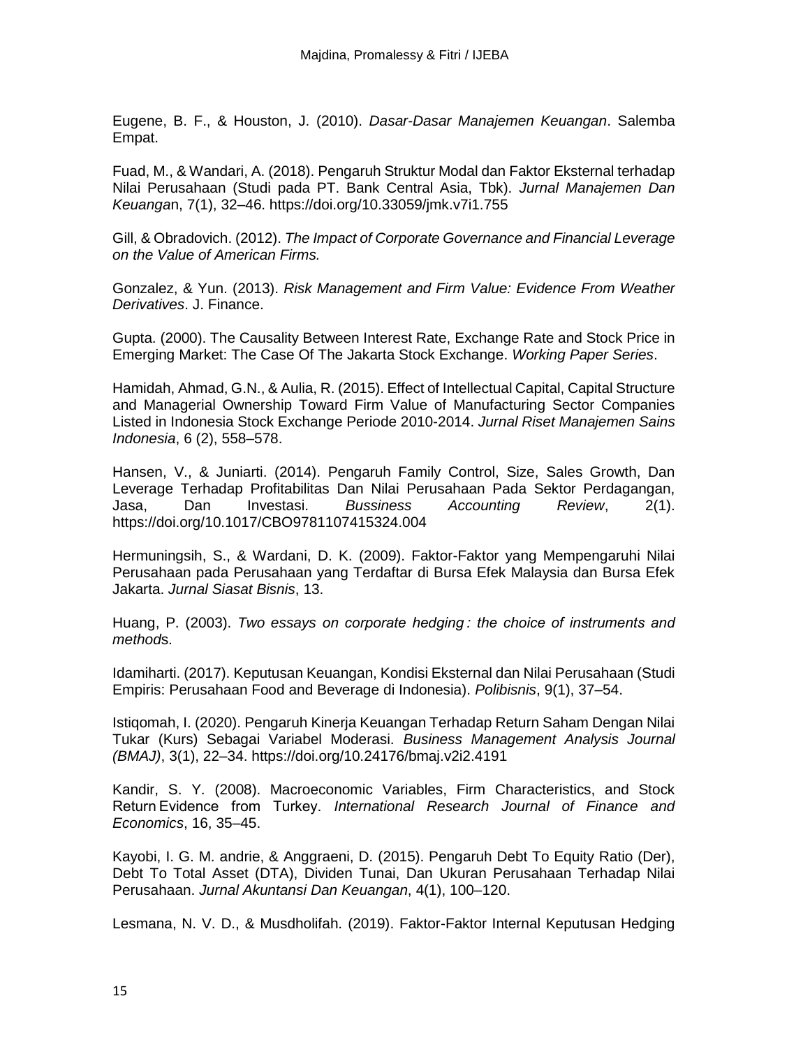Eugene, B. F., & Houston, J. (2010). *Dasar-Dasar Manajemen Keuangan*. Salemba Empat.

Fuad, M., & Wandari, A. (2018). Pengaruh Struktur Modal dan Faktor Eksternal terhadap Nilai Perusahaan (Studi pada PT. Bank Central Asia, Tbk). *Jurnal Manajemen Dan Keuanga*n, 7(1), 32–46. https://doi.org/10.33059/jmk.v7i1.755

Gill, & Obradovich. (2012). *The Impact of Corporate Governance and Financial Leverage on the Value of American Firms.*

Gonzalez, & Yun. (2013). *Risk Management and Firm Value: Evidence From Weather Derivatives*. J. Finance.

Gupta. (2000). The Causality Between Interest Rate, Exchange Rate and Stock Price in Emerging Market: The Case Of The Jakarta Stock Exchange. *Working Paper Series*.

Hamidah, Ahmad, G.N., & Aulia, R. (2015). Effect of Intellectual Capital, Capital Structure and Managerial Ownership Toward Firm Value of Manufacturing Sector Companies Listed in Indonesia Stock Exchange Periode 2010-2014. *Jurnal Riset Manajemen Sains Indonesia*, 6 (2), 558–578.

Hansen, V., & Juniarti. (2014). Pengaruh Family Control, Size, Sales Growth, Dan Leverage Terhadap Profitabilitas Dan Nilai Perusahaan Pada Sektor Perdagangan, Jasa, Dan Investasi. *Bussiness Accounting Review*, 2(1). https://doi.org/10.1017/CBO9781107415324.004

Hermuningsih, S., & Wardani, D. K. (2009). Faktor-Faktor yang Mempengaruhi Nilai Perusahaan pada Perusahaan yang Terdaftar di Bursa Efek Malaysia dan Bursa Efek Jakarta. *Jurnal Siasat Bisnis*, 13.

Huang, P. (2003). *Two essays on corporate hedging : the choice of instruments and method*s.

Idamiharti. (2017). Keputusan Keuangan, Kondisi Eksternal dan Nilai Perusahaan (Studi Empiris: Perusahaan Food and Beverage di Indonesia). *Polibisnis*, 9(1), 37–54.

Istiqomah, I. (2020). Pengaruh Kinerja Keuangan Terhadap Return Saham Dengan Nilai Tukar (Kurs) Sebagai Variabel Moderasi. *Business Management Analysis Journal (BMAJ)*, 3(1), 22–34. https://doi.org/10.24176/bmaj.v2i2.4191

Kandir, S. Y. (2008). Macroeconomic Variables, Firm Characteristics, and Stock Return Evidence from Turkey. *International Research Journal of Finance and Economics*, 16, 35–45.

Kayobi, I. G. M. andrie, & Anggraeni, D. (2015). Pengaruh Debt To Equity Ratio (Der), Debt To Total Asset (DTA), Dividen Tunai, Dan Ukuran Perusahaan Terhadap Nilai Perusahaan. *Jurnal Akuntansi Dan Keuangan*, 4(1), 100–120.

Lesmana, N. V. D., & Musdholifah. (2019). Faktor-Faktor Internal Keputusan Hedging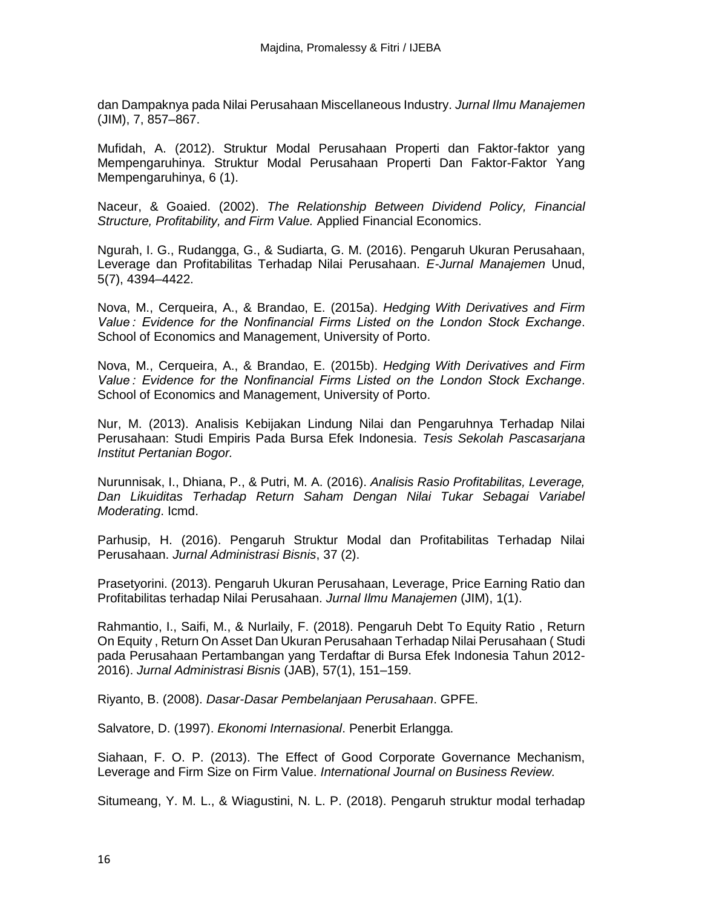dan Dampaknya pada Nilai Perusahaan Miscellaneous Industry. *Jurnal Ilmu Manajemen* (JIM), 7, 857–867.

Mufidah, A. (2012). Struktur Modal Perusahaan Properti dan Faktor-faktor yang Mempengaruhinya. Struktur Modal Perusahaan Properti Dan Faktor-Faktor Yang Mempengaruhinya, 6 (1).

Naceur, & Goaied. (2002). *The Relationship Between Dividend Policy, Financial Structure, Profitability, and Firm Value.* Applied Financial Economics.

Ngurah, I. G., Rudangga, G., & Sudiarta, G. M. (2016). Pengaruh Ukuran Perusahaan, Leverage dan Profitabilitas Terhadap Nilai Perusahaan. *E-Jurnal Manajemen* Unud, 5(7), 4394–4422.

Nova, M., Cerqueira, A., & Brandao, E. (2015a). *Hedging With Derivatives and Firm Value : Evidence for the Nonfinancial Firms Listed on the London Stock Exchange*. School of Economics and Management, University of Porto.

Nova, M., Cerqueira, A., & Brandao, E. (2015b). *Hedging With Derivatives and Firm Value : Evidence for the Nonfinancial Firms Listed on the London Stock Exchange*. School of Economics and Management, University of Porto.

Nur, M. (2013). Analisis Kebijakan Lindung Nilai dan Pengaruhnya Terhadap Nilai Perusahaan: Studi Empiris Pada Bursa Efek Indonesia. *Tesis Sekolah Pascasarjana Institut Pertanian Bogor.*

Nurunnisak, I., Dhiana, P., & Putri, M. A. (2016). *Analisis Rasio Profitabilitas, Leverage, Dan Likuiditas Terhadap Return Saham Dengan Nilai Tukar Sebagai Variabel Moderating*. Icmd.

Parhusip, H. (2016). Pengaruh Struktur Modal dan Profitabilitas Terhadap Nilai Perusahaan. *Jurnal Administrasi Bisnis*, 37 (2).

Prasetyorini. (2013). Pengaruh Ukuran Perusahaan, Leverage, Price Earning Ratio dan Profitabilitas terhadap Nilai Perusahaan. *Jurnal Ilmu Manajemen* (JIM), 1(1).

Rahmantio, I., Saifi, M., & Nurlaily, F. (2018). Pengaruh Debt To Equity Ratio , Return On Equity , Return On Asset Dan Ukuran Perusahaan Terhadap Nilai Perusahaan ( Studi pada Perusahaan Pertambangan yang Terdaftar di Bursa Efek Indonesia Tahun 2012-2016). *Jurnal Administrasi Bisnis* (JAB), 57(1), 151–159.

Riyanto, B. (2008). *Dasar-Dasar Pembelanjaan Perusahaan*. GPFE.

Salvatore, D. (1997). *Ekonomi Internasional*. Penerbit Erlangga.

Siahaan, F. O. P. (2013). The Effect of Good Corporate Governance Mechanism, Leverage and Firm Size on Firm Value. *International Journal on Business Review.*

Situmeang, Y. M. L., & Wiagustini, N. L. P. (2018). Pengaruh struktur modal terhadap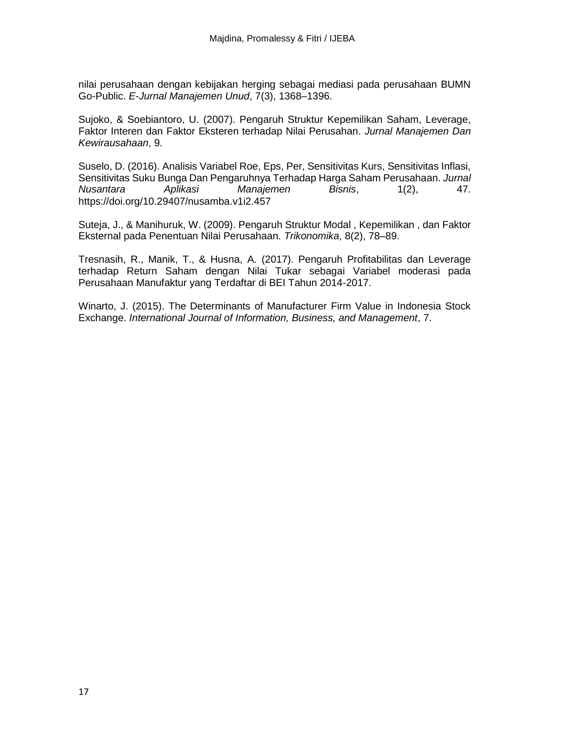nilai perusahaan dengan kebijakan herging sebagai mediasi pada perusahaan BUMN Go-Public. *E-Jurnal Manajemen Unud*, 7(3), 1368–1396.

Sujoko, & Soebiantoro, U. (2007). Pengaruh Struktur Kepemilikan Saham, Leverage, Faktor Interen dan Faktor Eksteren terhadap Nilai Perusahan. *Jurnal Manajemen Dan Kewirausahaan*, 9.

Suselo, D. (2016). Analisis Variabel Roe, Eps, Per, Sensitivitas Kurs, Sensitivitas Inflasi, Sensitivitas Suku Bunga Dan Pengaruhnya Terhadap Harga Saham Perusahaan. *Jurnal Nusantara Aplikasi Manajemen Bisnis*, 1(2), 47. https://doi.org/10.29407/nusamba.v1i2.457

Suteja, J., & Manihuruk, W. (2009). Pengaruh Struktur Modal , Kepemilikan , dan Faktor Eksternal pada Penentuan Nilai Perusahaan. *Trikonomika*, 8(2), 78–89.

Tresnasih, R., Manik, T., & Husna, A. (2017). Pengaruh Profitabilitas dan Leverage terhadap Return Saham dengan Nilai Tukar sebagai Variabel moderasi pada Perusahaan Manufaktur yang Terdaftar di BEI Tahun 2014-2017.

Winarto, J. (2015). The Determinants of Manufacturer Firm Value in Indonesia Stock Exchange. *International Journal of Information, Business, and Management*, 7.